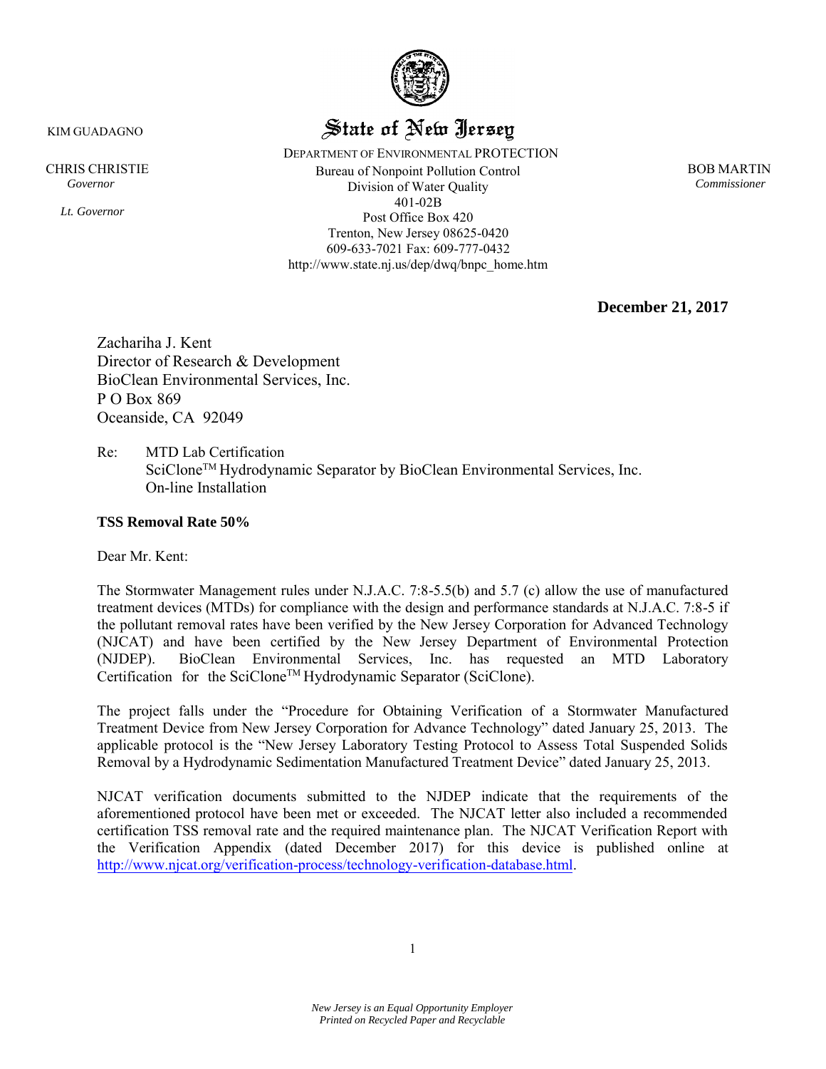KIM GUADAGNO

CHRIS CHRISTIE
*Governor*

*Lt. Governor*

# State of New Jersey

DEPARTMENT OF ENVIRONMENTAL PROTECTION
Bureau of Nonpoint Pollution Control
Division of Water Quality
401-02B
Post Office Box 420
Trenton, New Jersey 08625-0420
609-633-7021 Fax: 609-777-0432
http://www.state.nj.us/dep/dwq/bnpc_home.htm

BOB MARTIN
*Commissioner*

**December 21, 2017**

Zachariha J. Kent
Director of Research & Development
BioClean Environmental Services, Inc.
P O Box 869
Oceanside, CA 92049

Re: MTD Lab Certification
SciClone™ Hydrodynamic Separator by BioClean Environmental Services, Inc.
On-line Installation

**TSS Removal Rate 50%**

Dear Mr. Kent:

The Stormwater Management rules under N.J.A.C. 7:8-5.5(b) and 5.7 (c) allow the use of manufactured treatment devices (MTDs) for compliance with the design and performance standards at N.J.A.C. 7:8-5 if the pollutant removal rates have been verified by the New Jersey Corporation for Advanced Technology (NJCAT) and have been certified by the New Jersey Department of Environmental Protection (NJDEP). BioClean Environmental Services, Inc. has requested an MTD Laboratory Certification for the SciClone™ Hydrodynamic Separator (SciClone).

The project falls under the "Procedure for Obtaining Verification of a Stormwater Manufactured Treatment Device from New Jersey Corporation for Advance Technology" dated January 25, 2013. The applicable protocol is the "New Jersey Laboratory Testing Protocol to Assess Total Suspended Solids Removal by a Hydrodynamic Sedimentation Manufactured Treatment Device" dated January 25, 2013.

NJCAT verification documents submitted to the NJDEP indicate that the requirements of the aforementioned protocol have been met or exceeded. The NJCAT letter also included a recommended certification TSS removal rate and the required maintenance plan. The NJCAT Verification Report with the Verification Appendix (dated December 2017) for this device is published online at http://www.njcat.org/verification-process/technology-verification-database.html.

*New Jersey is an Equal Opportunity Employer*
*Printed on Recycled Paper and Recyclable*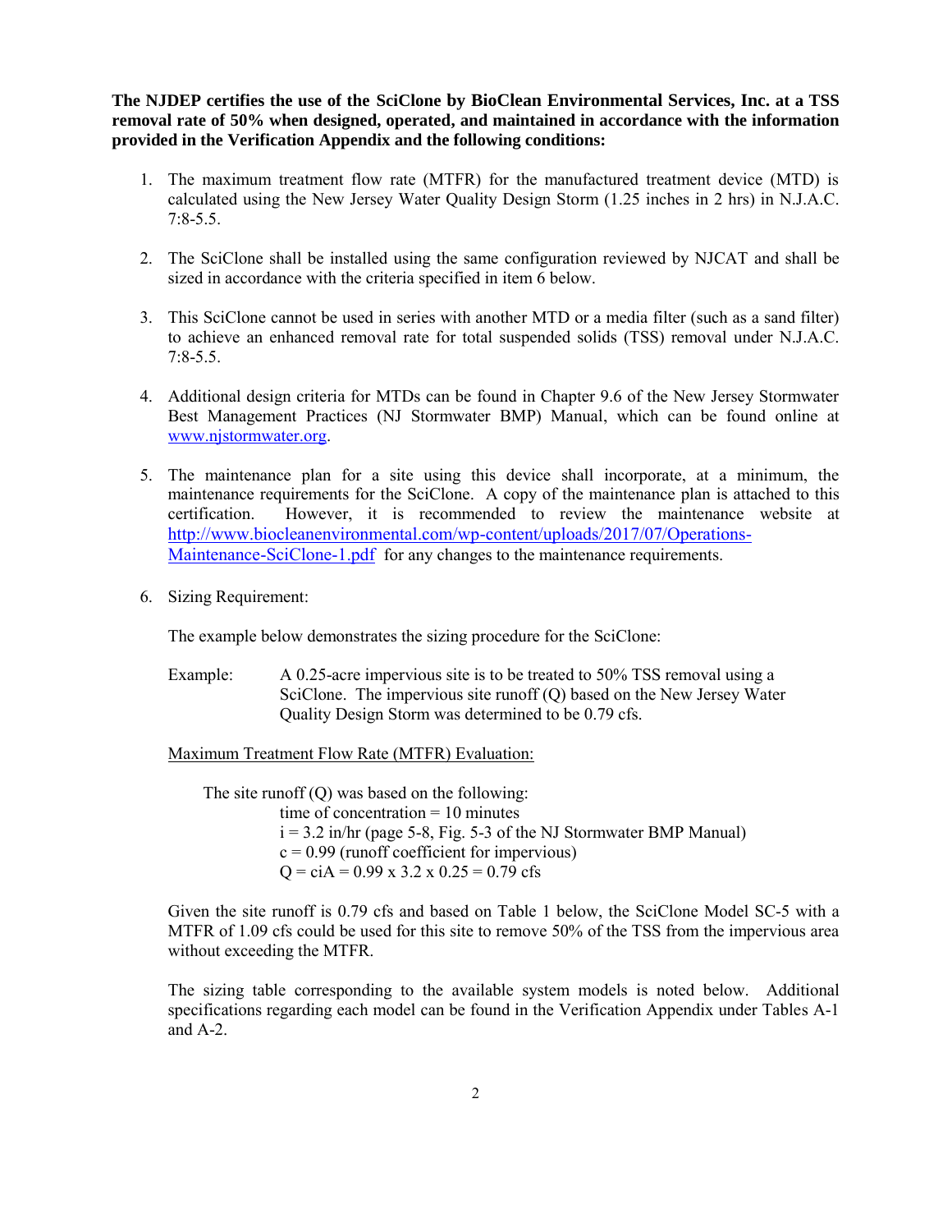**The NJDEP certifies the use of the SciClone by BioClean Environmental Services, Inc. at a TSS removal rate of 50% when designed, operated, and maintained in accordance with the information provided in the Verification Appendix and the following conditions:**

1. The maximum treatment flow rate (MTFR) for the manufactured treatment device (MTD) is calculated using the New Jersey Water Quality Design Storm (1.25 inches in 2 hrs) in N.J.A.C. 7:8-5.5.

2. The SciClone shall be installed using the same configuration reviewed by NJCAT and shall be sized in accordance with the criteria specified in item 6 below.

3. This SciClone cannot be used in series with another MTD or a media filter (such as a sand filter) to achieve an enhanced removal rate for total suspended solids (TSS) removal under N.J.A.C. 7:8-5.5.

4. Additional design criteria for MTDs can be found in Chapter 9.6 of the New Jersey Stormwater Best Management Practices (NJ Stormwater BMP) Manual, which can be found online at [www.njstormwater.org](www.njstormwater.org).

5. The maintenance plan for a site using this device shall incorporate, at a minimum, the maintenance requirements for the SciClone. A copy of the maintenance plan is attached to this certification. However, it is recommended to review the maintenance website at [http://www.biocleanenvironmental.com/wp-content/uploads/2017/07/Operations-Maintenance-SciClone-1.pdf](http://www.biocleanenvironmental.com/wp-content/uploads/2017/07/Operations-Maintenance-SciClone-1.pdf) for any changes to the maintenance requirements.

6. Sizing Requirement:

   The example below demonstrates the sizing procedure for the SciClone:

   Example: A 0.25-acre impervious site is to be treated to 50% TSS removal using a SciClone. The impervious site runoff (Q) based on the New Jersey Water Quality Design Storm was determined to be 0.79 cfs.

   Maximum Treatment Flow Rate (MTFR) Evaluation:

   The site runoff (Q) was based on the following:
   - time of concentration = 10 minutes
   - i = 3.2 in/hr (page 5-8, Fig. 5-3 of the NJ Stormwater BMP Manual)
   - c = 0.99 (runoff coefficient for impervious)
   - $Q = ciA = 0.99 \times 3.2 \times 0.25 = 0.79$ cfs

   Given the site runoff is 0.79 cfs and based on Table 1 below, the SciClone Model SC-5 with a MTFR of 1.09 cfs could be used for this site to remove 50% of the TSS from the impervious area without exceeding the MTFR.

   The sizing table corresponding to the available system models is noted below. Additional specifications regarding each model can be found in the Verification Appendix under Tables A-1 and A-2.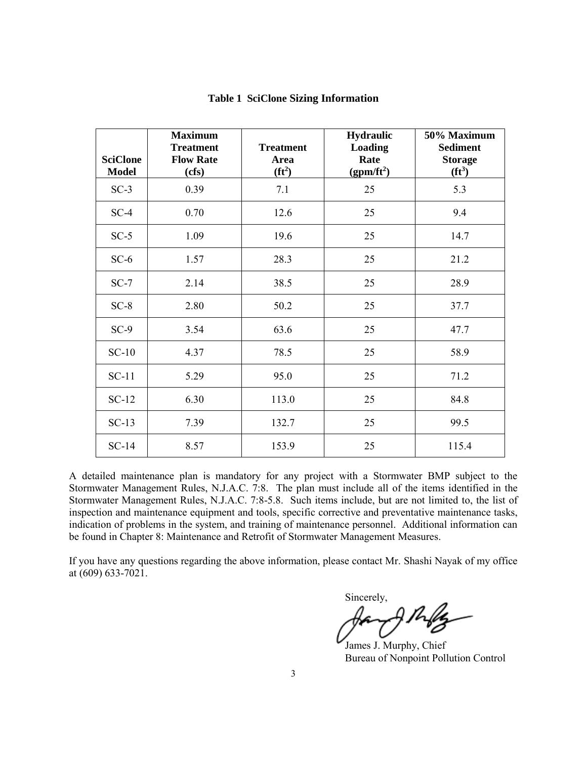**Table 1 SciClone Sizing Information**

| SciClone Model | Maximum Treatment Flow Rate (cfs) | Treatment Area ($ft^2$) | Hydraulic Loading Rate ($gpm/ft^2$) | 50% Maximum Sediment Storage ($ft^3$) |
|---|---|---|---|---|
| SC-3 | 0.39 | 7.1 | 25 | 5.3 |
| SC-4 | 0.70 | 12.6 | 25 | 9.4 |
| SC-5 | 1.09 | 19.6 | 25 | 14.7 |
| SC-6 | 1.57 | 28.3 | 25 | 21.2 |
| SC-7 | 2.14 | 38.5 | 25 | 28.9 |
| SC-8 | 2.80 | 50.2 | 25 | 37.7 |
| SC-9 | 3.54 | 63.6 | 25 | 47.7 |
| SC-10 | 4.37 | 78.5 | 25 | 58.9 |
| SC-11 | 5.29 | 95.0 | 25 | 71.2 |
| SC-12 | 6.30 | 113.0 | 25 | 84.8 |
| SC-13 | 7.39 | 132.7 | 25 | 99.5 |
| SC-14 | 8.57 | 153.9 | 25 | 115.4 |

A detailed maintenance plan is mandatory for any project with a Stormwater BMP subject to the Stormwater Management Rules, N.J.A.C. 7:8. The plan must include all of the items identified in the Stormwater Management Rules, N.J.A.C. 7:8-5.8. Such items include, but are not limited to, the list of inspection and maintenance equipment and tools, specific corrective and preventative maintenance tasks, indication of problems in the system, and training of maintenance personnel. Additional information can be found in Chapter 8: Maintenance and Retrofit of Stormwater Management Measures.

If you have any questions regarding the above information, please contact Mr. Shashi Nayak of my office at (609) 633-7021.

Sincerely,

James J. Murphy, Chief
Bureau of Nonpoint Pollution Control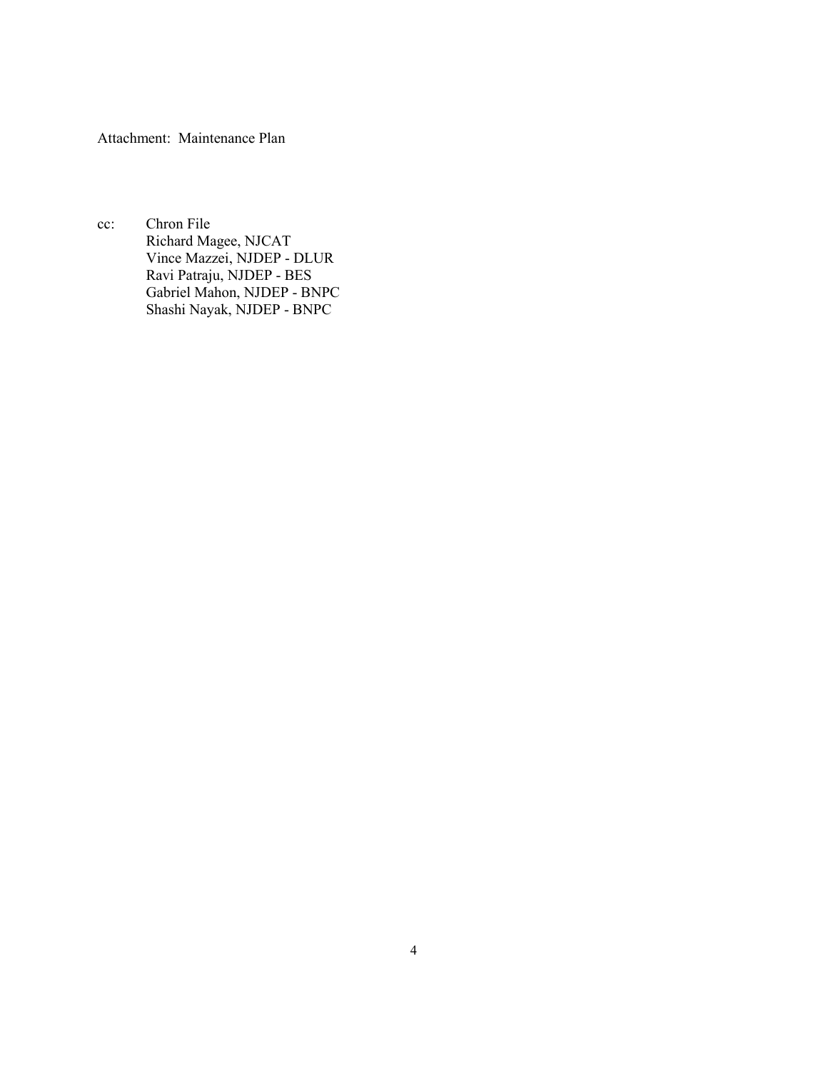Attachment: Maintenance Plan

cc: Chron File
Richard Magee, NJCAT
Vince Mazzei, NJDEP - DLUR
Ravi Patraju, NJDEP - BES
Gabriel Mahon, NJDEP - BNPC
Shashi Nayak, NJDEP - BNPC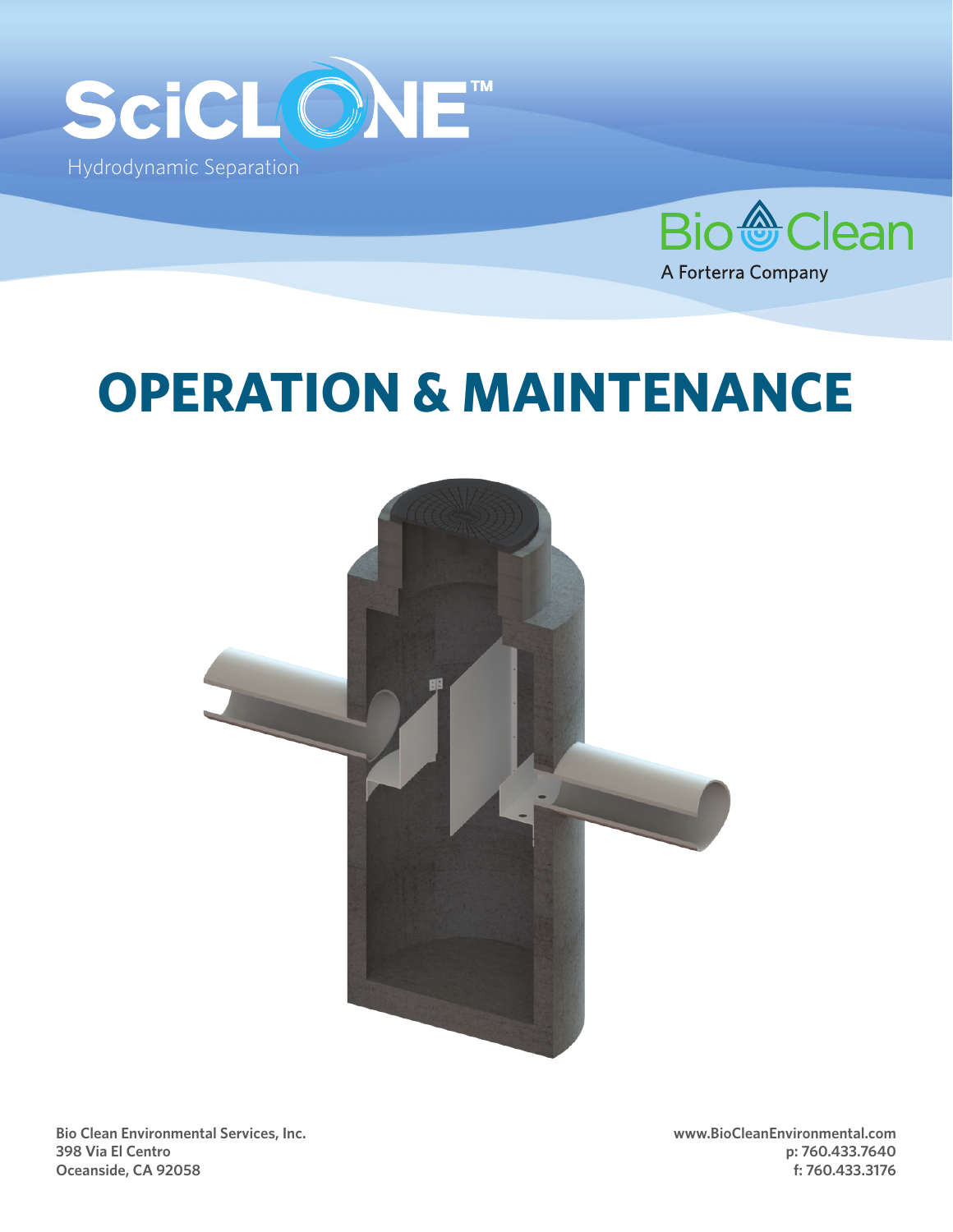# SciCLONE™

Hydrodynamic Separation

Bio Clean

A Forterra Company

# OPERATION & MAINTENANCE

**Bio Clean Environmental Services, Inc.**
**398 Via El Centro**
**Oceanside, CA 92058**

**www.BioCleanEnvironmental.com**
**p: 760.433.7640**
**f: 760.433.3176**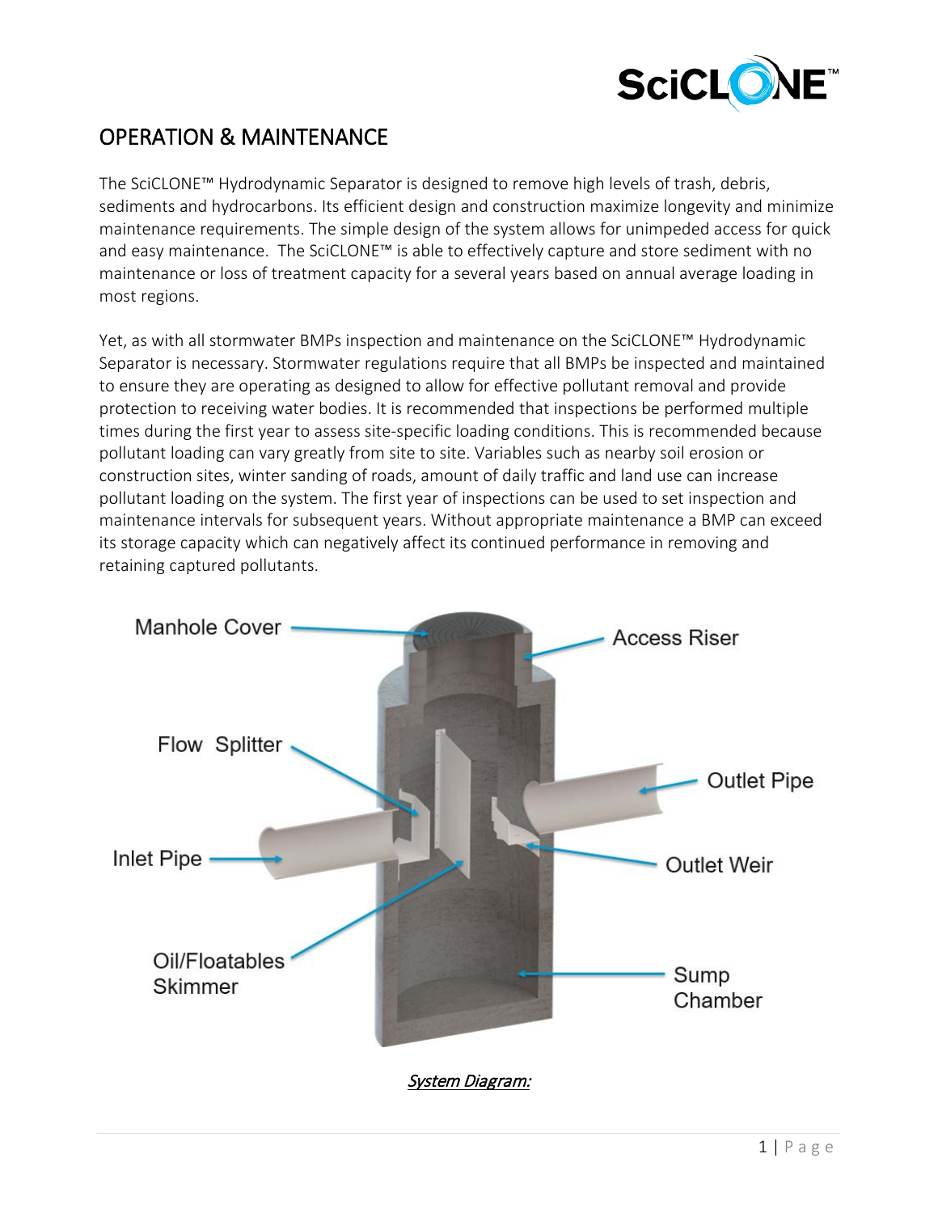## OPERATION & MAINTENANCE

The SciCLONE™ Hydrodynamic Separator is designed to remove high levels of trash, debris, sediments and hydrocarbons. Its efficient design and construction maximize longevity and minimize maintenance requirements. The simple design of the system allows for unimpeded access for quick and easy maintenance. The SciCLONE™ is able to effectively capture and store sediment with no maintenance or loss of treatment capacity for a several years based on annual average loading in most regions.

Yet, as with all stormwater BMPs inspection and maintenance on the SciCLONE™ Hydrodynamic Separator is necessary. Stormwater regulations require that all BMPs be inspected and maintained to ensure they are operating as designed to allow for effective pollutant removal and provide protection to receiving water bodies. It is recommended that inspections be performed multiple times during the first year to assess site-specific loading conditions. This is recommended because pollutant loading can vary greatly from site to site. Variables such as nearby soil erosion or construction sites, winter sanding of roads, amount of daily traffic and land use can increase pollutant loading on the system. The first year of inspections can be used to set inspection and maintenance intervals for subsequent years. Without appropriate maintenance a BMP can exceed its storage capacity which can negatively affect its continued performance in removing and retaining captured pollutants.

Manhole Cover

Access Riser

Flow Splitter

Outlet Pipe

Inlet Pipe

Outlet Weir

Oil/Floatables Skimmer

Sump Chamber

*System Diagram:*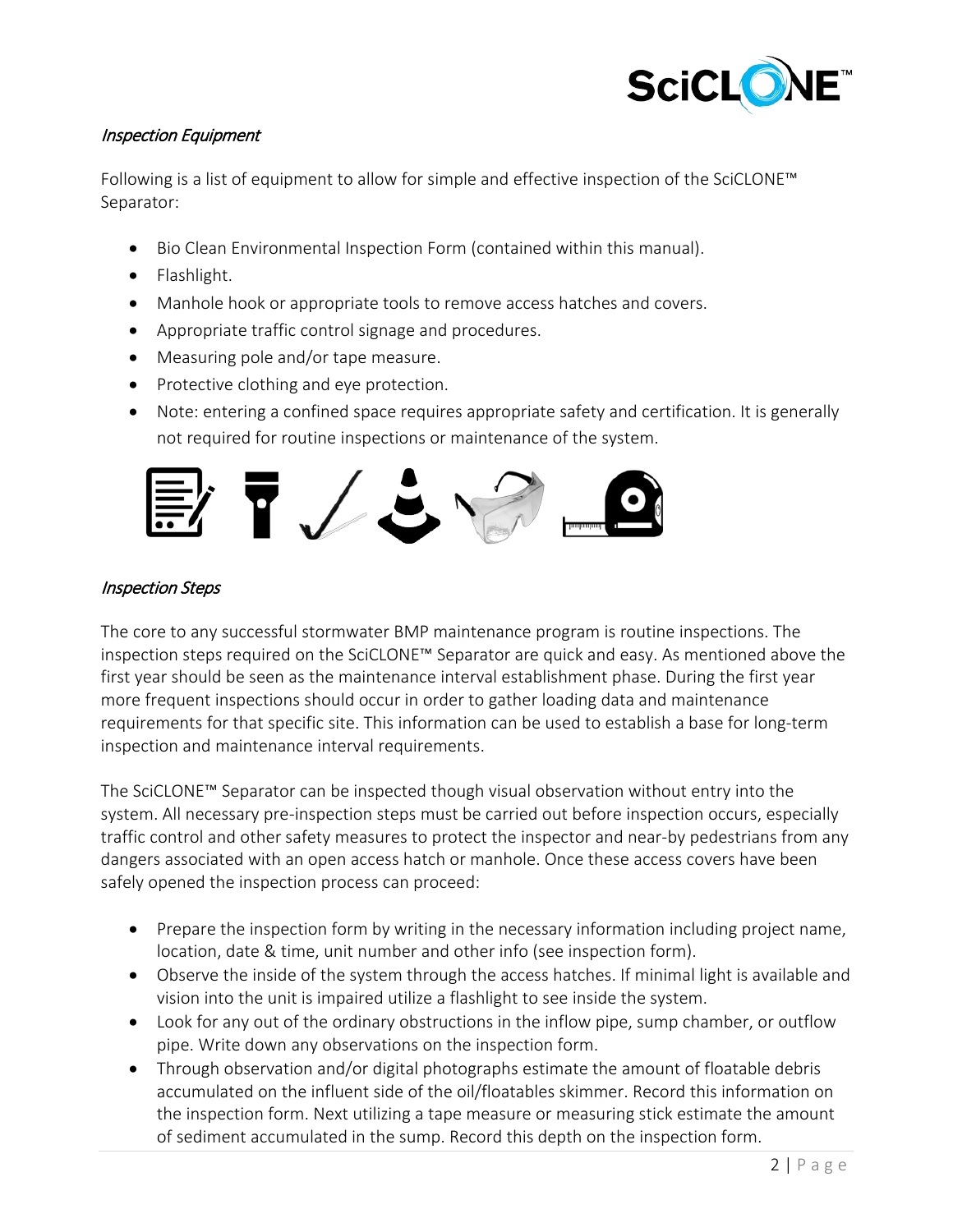### *Inspection Equipment*

Following is a list of equipment to allow for simple and effective inspection of the SciCLONE™ Separator:

- Bio Clean Environmental Inspection Form (contained within this manual).
- Flashlight.
- Manhole hook or appropriate tools to remove access hatches and covers.
- Appropriate traffic control signage and procedures.
- Measuring pole and/or tape measure.
- Protective clothing and eye protection.
- Note: entering a confined space requires appropriate safety and certification. It is generally not required for routine inspections or maintenance of the system.

### *Inspection Steps*

The core to any successful stormwater BMP maintenance program is routine inspections. The inspection steps required on the SciCLONE™ Separator are quick and easy. As mentioned above the first year should be seen as the maintenance interval establishment phase. During the first year more frequent inspections should occur in order to gather loading data and maintenance requirements for that specific site. This information can be used to establish a base for long-term inspection and maintenance interval requirements.

The SciCLONE™ Separator can be inspected though visual observation without entry into the system. All necessary pre-inspection steps must be carried out before inspection occurs, especially traffic control and other safety measures to protect the inspector and near-by pedestrians from any dangers associated with an open access hatch or manhole. Once these access covers have been safely opened the inspection process can proceed:

- Prepare the inspection form by writing in the necessary information including project name, location, date & time, unit number and other info (see inspection form).
- Observe the inside of the system through the access hatches. If minimal light is available and vision into the unit is impaired utilize a flashlight to see inside the system.
- Look for any out of the ordinary obstructions in the inflow pipe, sump chamber, or outflow pipe. Write down any observations on the inspection form.
- Through observation and/or digital photographs estimate the amount of floatable debris accumulated on the influent side of the oil/floatables skimmer. Record this information on the inspection form. Next utilizing a tape measure or measuring stick estimate the amount of sediment accumulated in the sump. Record this depth on the inspection form.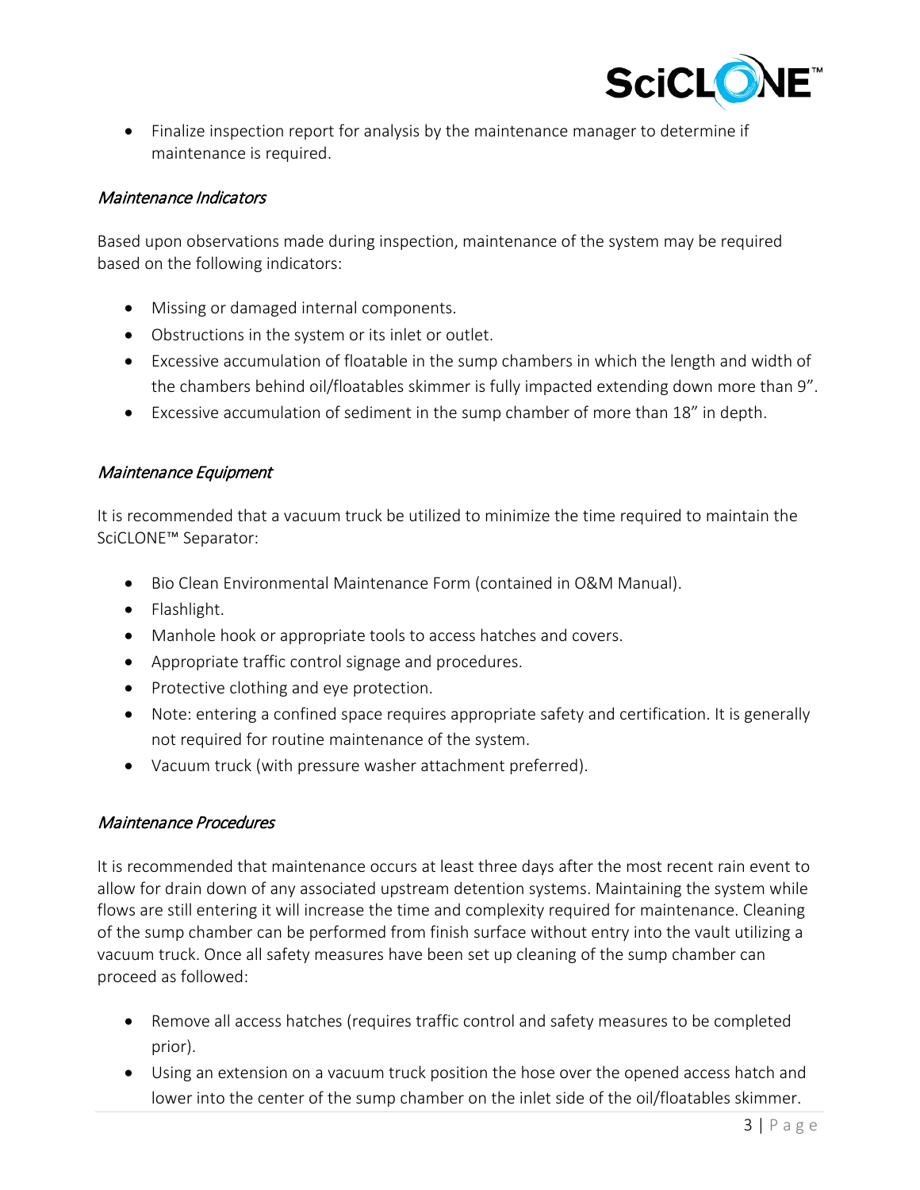- Finalize inspection report for analysis by the maintenance manager to determine if maintenance is required.

*Maintenance Indicators*

Based upon observations made during inspection, maintenance of the system may be required based on the following indicators:

- Missing or damaged internal components.
- Obstructions in the system or its inlet or outlet.
- Excessive accumulation of floatable in the sump chambers in which the length and width of the chambers behind oil/floatables skimmer is fully impacted extending down more than 9".
- Excessive accumulation of sediment in the sump chamber of more than 18" in depth.

*Maintenance Equipment*

It is recommended that a vacuum truck be utilized to minimize the time required to maintain the SciCLONE™ Separator:

- Bio Clean Environmental Maintenance Form (contained in O&M Manual).
- Flashlight.
- Manhole hook or appropriate tools to access hatches and covers.
- Appropriate traffic control signage and procedures.
- Protective clothing and eye protection.
- Note: entering a confined space requires appropriate safety and certification. It is generally not required for routine maintenance of the system.
- Vacuum truck (with pressure washer attachment preferred).

*Maintenance Procedures*

It is recommended that maintenance occurs at least three days after the most recent rain event to allow for drain down of any associated upstream detention systems. Maintaining the system while flows are still entering it will increase the time and complexity required for maintenance. Cleaning of the sump chamber can be performed from finish surface without entry into the vault utilizing a vacuum truck. Once all safety measures have been set up cleaning of the sump chamber can proceed as followed:

- Remove all access hatches (requires traffic control and safety measures to be completed prior).
- Using an extension on a vacuum truck position the hose over the opened access hatch and lower into the center of the sump chamber on the inlet side of the oil/floatables skimmer.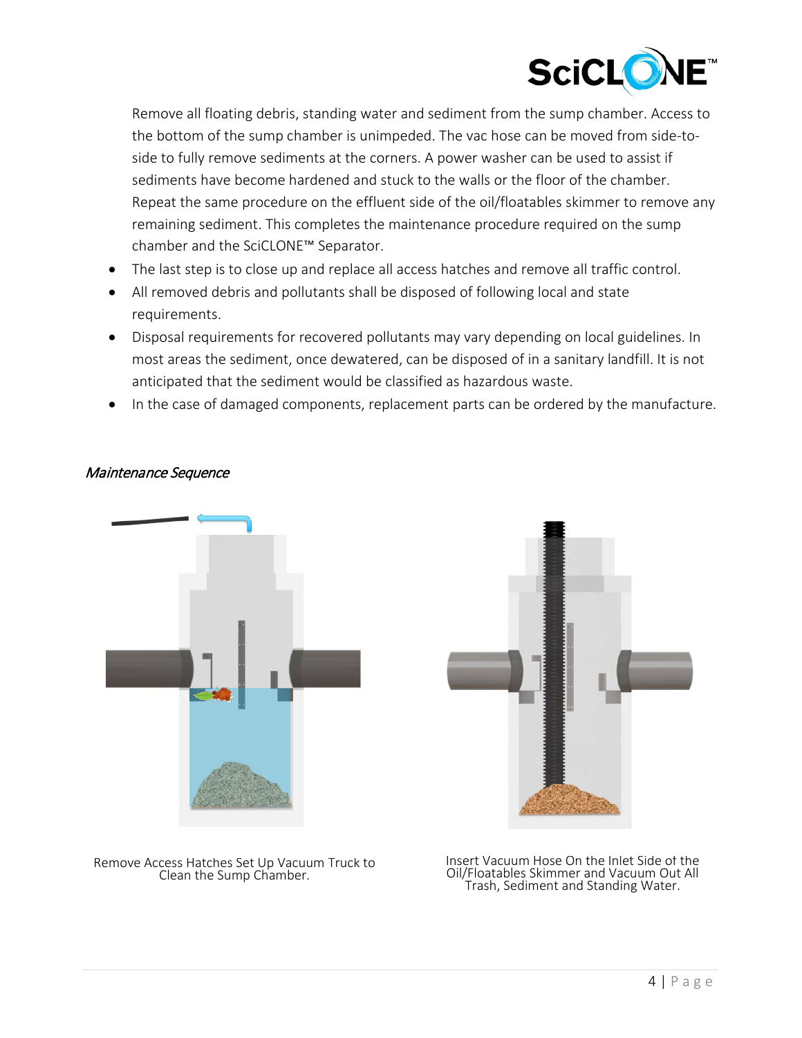Remove all floating debris, standing water and sediment from the sump chamber. Access to the bottom of the sump chamber is unimpeded. The vac hose can be moved from side-to-side to fully remove sediments at the corners. A power washer can be used to assist if sediments have become hardened and stuck to the walls or the floor of the chamber. Repeat the same procedure on the effluent side of the oil/floatables skimmer to remove any remaining sediment. This completes the maintenance procedure required on the sump chamber and the SciCLONE™ Separator.

- The last step is to close up and replace all access hatches and remove all traffic control.
- All removed debris and pollutants shall be disposed of following local and state requirements.
- Disposal requirements for recovered pollutants may vary depending on local guidelines. In most areas the sediment, once dewatered, can be disposed of in a sanitary landfill. It is not anticipated that the sediment would be classified as hazardous waste.
- In the case of damaged components, replacement parts can be ordered by the manufacture.

*Maintenance Sequence*

Remove Access Hatches Set Up Vacuum Truck to Clean the Sump Chamber.

Insert Vacuum Hose On the Inlet Side of the Oil/Floatables Skimmer and Vacuum Out All Trash, Sediment and Standing Water.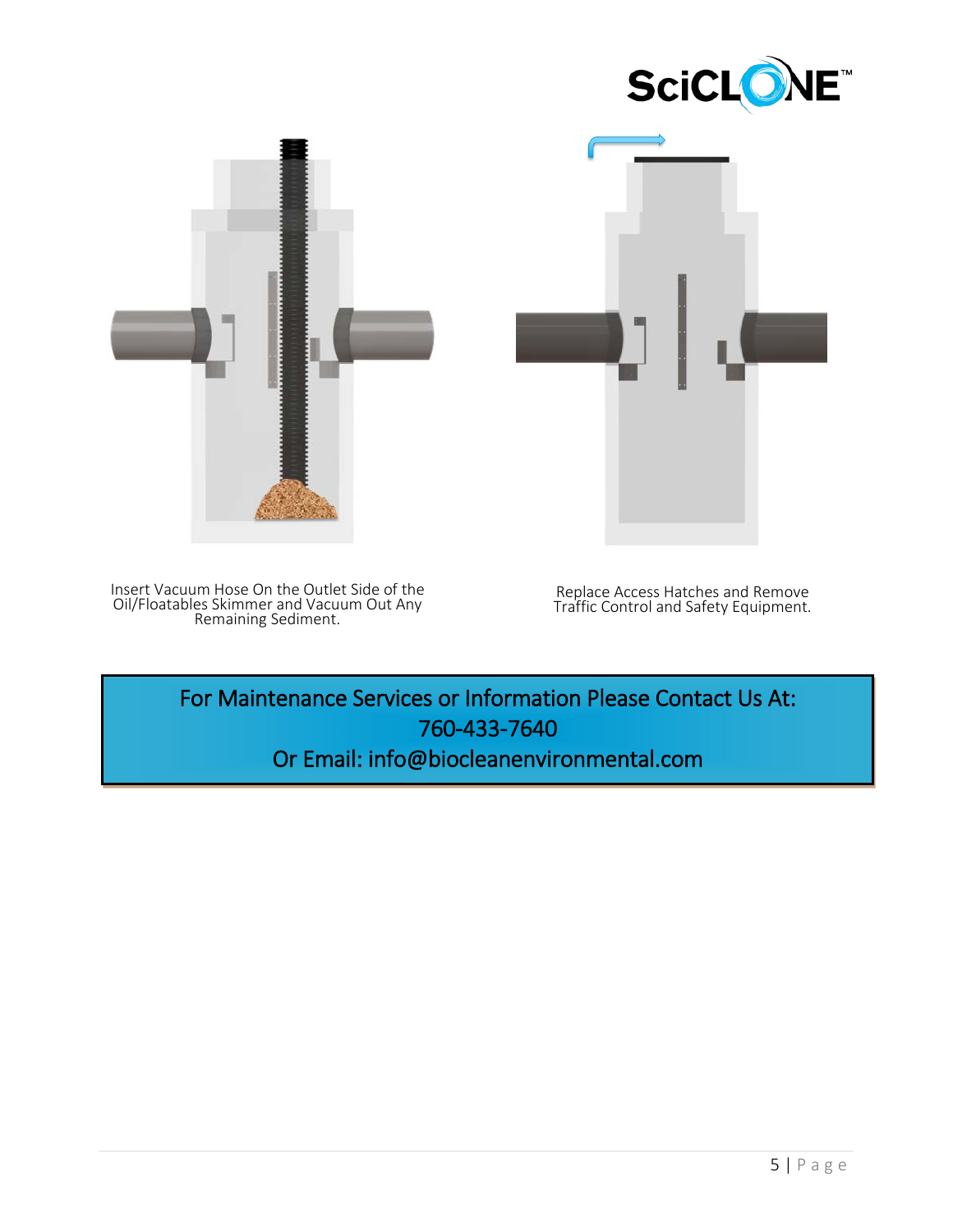Insert Vacuum Hose On the Outlet Side of the Oil/Floatables Skimmer and Vacuum Out Any Remaining Sediment.

Replace Access Hatches and Remove Traffic Control and Safety Equipment.

For Maintenance Services or Information Please Contact Us At:
760-433-7640
Or Email: info@biocleanenvironmental.com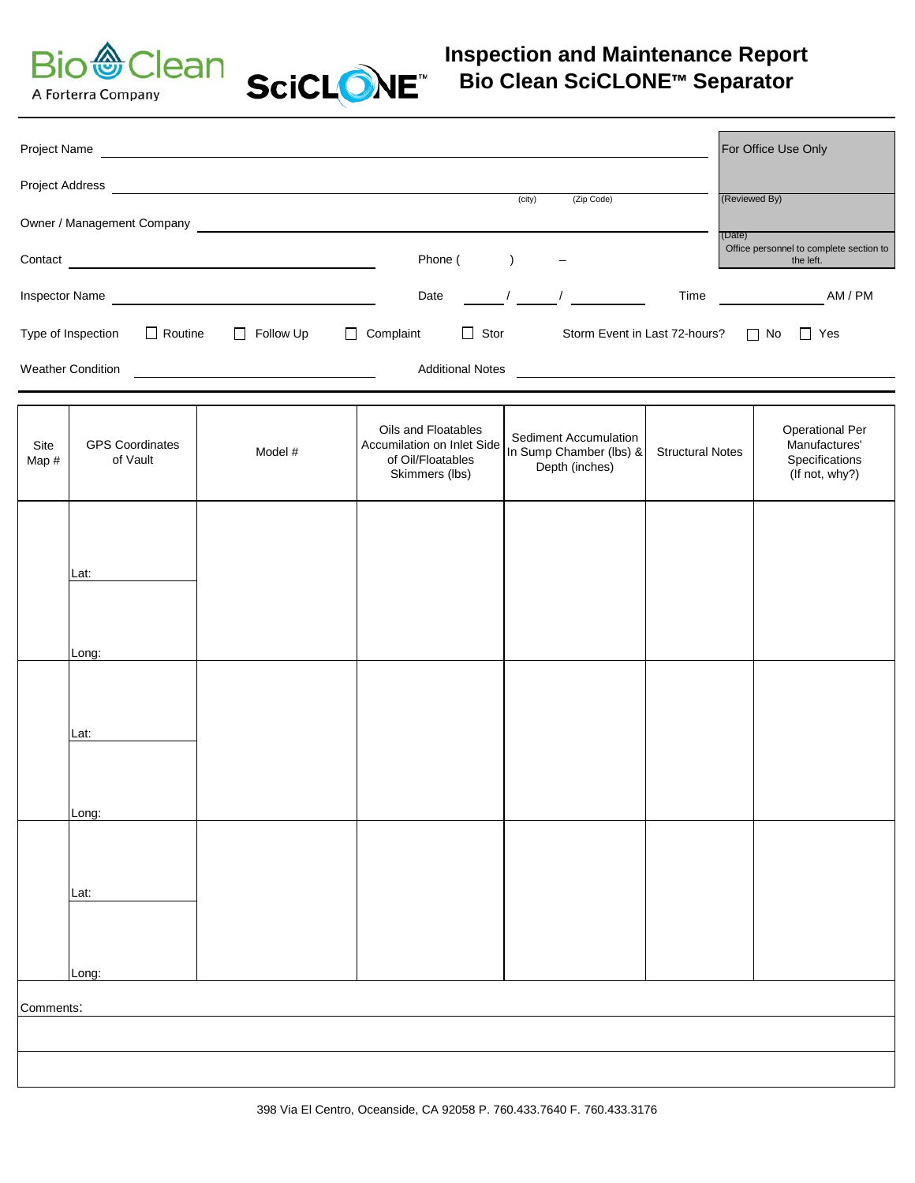Bio Clean
A Forterra Company

SciCLONE™

# Inspection and Maintenance Report
# Bio Clean SciCLONE™ Separator

Project Name ______________________________

Project Address ______________________________ (city) (Zip Code)

Owner / Management Company ______________________________

Contact ______________________ Phone ( ) –

Inspector Name ______________________ Date / / Time AM / PM

Type of Inspection ☐ Routine ☐ Follow Up ☐ Complaint ☐ Stor Storm Event in Last 72-hours? ☐ No ☐ Yes

Weather Condition ______________________ Additional Notes ______________________

For Office Use Only

(Reviewed By)

(Date)

Office personnel to complete section to the left.

| Site Map # | GPS Coordinates of Vault | Model # | Oils and Floatables Accumilation on Inlet Side of Oil/Floatables Skimmers (lbs) | Sediment Accumulation In Sump Chamber (lbs) & Depth (inches) | Structural Notes | Operational Per Manufacturers' Specifications (If not, why?) |
|---|---|---|---|---|---|---|
| | Lat: | | | | | |
| | Long: | | | | | |
| | Lat: | | | | | |
| | Long: | | | | | |
| | Lat: | | | | | |
| | Long: | | | | | |

Comments:

398 Via El Centro, Oceanside, CA 92058 P. 760.433.7640 F. 760.433.3176